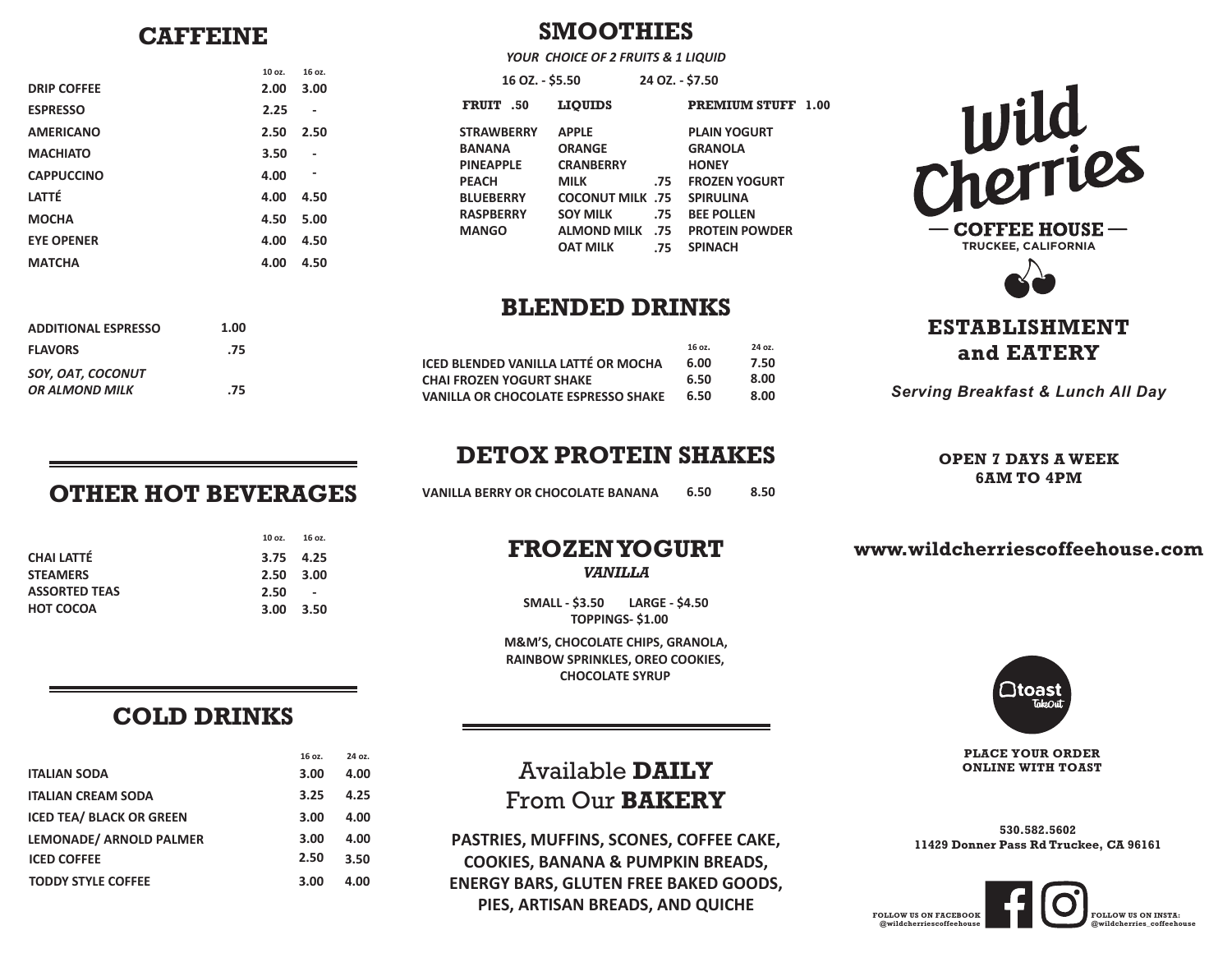## CAFFEINE

| | 10 oz. | 16 oz. |
|---|---|---|
| DRIP COFFEE | 2.00 | 3.00 |
| ESPRESSO | 2.25 | - |
| AMERICANO | 2.50 | 2.50 |
| MACHIATO | 3.50 | - |
| CAPPUCCINO | 4.00 | - |
| LATTÉ | 4.00 | 4.50 |
| MOCHA | 4.50 | 5.00 |
| EYE OPENER | 4.00 | 4.50 |
| MATCHA | 4.00 | 4.50 |

| | |
|---|---|
| ADDITIONAL ESPRESSO | 1.00 |
| FLAVORS | .75 |
| *SOY, OAT, COCONUT OR ALMOND MILK* | .75 |

## OTHER HOT BEVERAGES

| | 10 oz. | 16 oz. |
|---|---|---|
| CHAI LATTÉ | 3.75 | 4.25 |
| STEAMERS | 2.50 | 3.00 |
| ASSORTED TEAS | 2.50 | - |
| HOT COCOA | 3.00 | 3.50 |

## COLD DRINKS

| | 16 oz. | 24 oz. |
|---|---|---|
| ITALIAN SODA | 3.00 | 4.00 |
| ITALIAN CREAM SODA | 3.25 | 4.25 |
| ICED TEA/ BLACK OR GREEN | 3.00 | 4.00 |
| LEMONADE/ ARNOLD PALMER | 3.00 | 4.00 |
| ICED COFFEE | 2.50 | 3.50 |
| TODDY STYLE COFFEE | 3.00 | 4.00 |

## SMOOTHIES

*YOUR CHOICE OF 2 FRUITS & 1 LIQUID*

16 OZ. - $5.50 24 OZ. - $7.50

| FRUIT .50 | LIQUIDS | | PREMIUM STUFF 1.00 |
|---|---|---|---|
| STRAWBERRY | APPLE | | PLAIN YOGURT |
| BANANA | ORANGE | | GRANOLA |
| PINEAPPLE | CRANBERRY | | HONEY |
| PEACH | MILK | .75 | FROZEN YOGURT |
| BLUEBERRY | COCONUT MILK | .75 | SPIRULINA |
| RASPBERRY | SOY MILK | .75 | BEE POLLEN |
| MANGO | ALMOND MILK | .75 | PROTEIN POWDER |
| | OAT MILK | .75 | SPINACH |

## BLENDED DRINKS

| | 16 oz. | 24 oz. |
|---|---|---|
| ICED BLENDED VANILLA LATTÉ OR MOCHA | 6.00 | 7.50 |
| CHAI FROZEN YOGURT SHAKE | 6.50 | 8.00 |
| VANILLA OR CHOCOLATE ESPRESSO SHAKE | 6.50 | 8.00 |

## DETOX PROTEIN SHAKES

| | | |
|---|---|---|
| VANILLA BERRY OR CHOCOLATE BANANA | 6.50 | 8.50 |

## FROZEN YOGURT

***VANILLA***

SMALL - $3.50 LARGE - $4.50

TOPPINGS- $1.00

M&M'S, CHOCOLATE CHIPS, GRANOLA, RAINBOW SPRINKLES, OREO COOKIES, CHOCOLATE SYRUP

## Available **DAILY** From Our **BAKERY**

**PASTRIES, MUFFINS, SCONES, COFFEE CAKE, COOKIES, BANANA & PUMPKIN BREADS, ENERGY BARS, GLUTEN FREE BAKED GOODS, PIES, ARTISAN BREADS, AND QUICHE**

# Wild Cherries

**— COFFEE HOUSE —**

**TRUCKEE, CALIFORNIA**

## ESTABLISHMENT and EATERY

*Serving Breakfast & Lunch All Day*

**OPEN 7 DAYS A WEEK**
**6AM TO 4PM**

**www.wildcherriescoffeehouse.com**

toast TakeOut

**PLACE YOUR ORDER ONLINE WITH TOAST**

**530.582.5602**
**11429 Donner Pass Rd Truckee, CA 96161**

FOLLOW US ON FACEBOOK @wildcherriescoffeehouse

FOLLOW US ON INSTA: @wildcherries_coffeehouse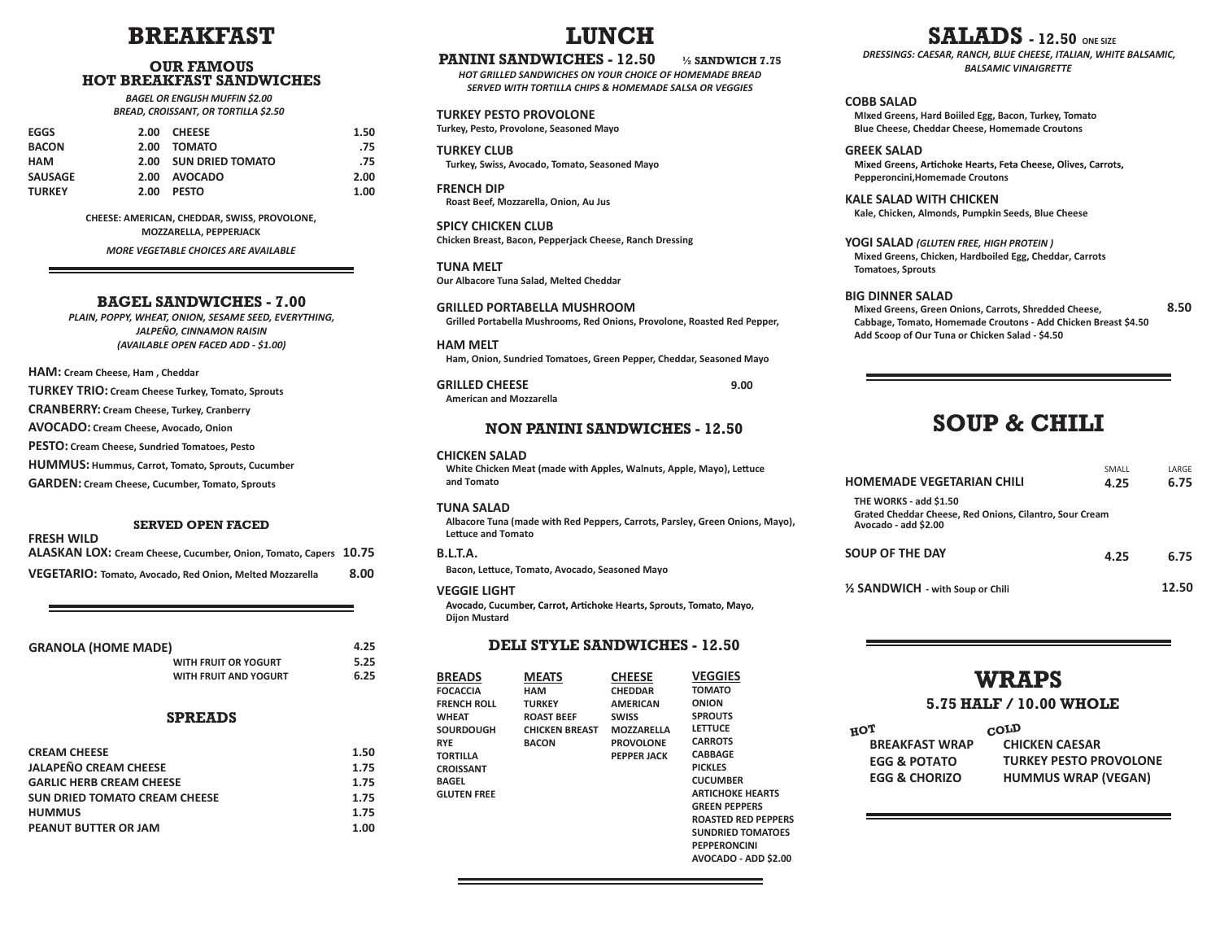# BREAKFAST

## OUR FAMOUS HOT BREAKFAST SANDWICHES

*BAGEL OR ENGLISH MUFFIN $2.00*
*BREAD, CROISSANT, OR TORTILLA $2.50*

| | | | |
|---|---|---|---|
| EGGS | 2.00 | CHEESE | 1.50 |
| BACON | 2.00 | TOMATO | .75 |
| HAM | 2.00 | SUN DRIED TOMATO | .75 |
| SAUSAGE | 2.00 | AVOCADO | 2.00 |
| TURKEY | 2.00 | PESTO | 1.00 |

**CHEESE: AMERICAN, CHEDDAR, SWISS, PROVOLONE, MOZZARELLA, PEPPERJACK**

*MORE VEGETABLE CHOICES ARE AVAILABLE*

## BAGEL SANDWICHES - 7.00

*PLAIN, POPPY, WHEAT, ONION, SESAME SEED, EVERYTHING, JALPEÑO, CINNAMON RAISIN*
*(AVAILABLE OPEN FACED ADD - $1.00)*

**HAM:** Cream Cheese, Ham , Cheddar

**TURKEY TRIO:** Cream Cheese Turkey, Tomato, Sprouts

**CRANBERRY:** Cream Cheese, Turkey, Cranberry

**AVOCADO:** Cream Cheese, Avocado, Onion

**PESTO:** Cream Cheese, Sundried Tomatoes, Pesto

**HUMMUS:** Hummus, Carrot, Tomato, Sprouts, Cucumber

**GARDEN:** Cream Cheese, Cucumber, Tomato, Sprouts

### SERVED OPEN FACED

**FRESH WILD**
**ALASKAN LOX:** Cream Cheese, Cucumber, Onion, Tomato, Capers **10.75**

**VEGETARIO:** Tomato, Avocado, Red Onion, Melted Mozzarella **8.00**

| | |
|---|---|
| GRANOLA (HOME MADE) | 4.25 |
| WITH FRUIT OR YOGURT | 5.25 |
| WITH FRUIT AND YOGURT | 6.25 |

## SPREADS

| | |
|---|---|
| CREAM CHEESE | 1.50 |
| JALAPEÑO CREAM CHEESE | 1.75 |
| GARLIC HERB CREAM CHEESE | 1.75 |
| SUN DRIED TOMATO CREAM CHEESE | 1.75 |
| HUMMUS | 1.75 |
| PEANUT BUTTER OR JAM | 1.00 |

# LUNCH

## PANINI SANDWICHES - 12.50 ½ SANDWICH 7.75

*HOT GRILLED SANDWICHES ON YOUR CHOICE OF HOMEMADE BREAD*
*SERVED WITH TORTILLA CHIPS & HOMEMADE SALSA OR VEGGIES*

**TURKEY PESTO PROVOLONE**
Turkey, Pesto, Provolone, Seasoned Mayo

**TURKEY CLUB**
Turkey, Swiss, Avocado, Tomato, Seasoned Mayo

**FRENCH DIP**
Roast Beef, Mozzarella, Onion, Au Jus

**SPICY CHICKEN CLUB**
Chicken Breast, Bacon, Pepperjack Cheese, Ranch Dressing

**TUNA MELT**
Our Albacore Tuna Salad, Melted Cheddar

**GRILLED PORTABELLA MUSHROOM**
Grilled Portabella Mushrooms, Red Onions, Provolone, Roasted Red Pepper,

**HAM MELT**
Ham, Onion, Sundried Tomatoes, Green Pepper, Cheddar, Seasoned Mayo

**GRILLED CHEESE** 9.00
American and Mozzarella

## NON PANINI SANDWICHES - 12.50

**CHICKEN SALAD**
White Chicken Meat (made with Apples, Walnuts, Apple, Mayo), Lettuce and Tomato

**TUNA SALAD**
Albacore Tuna (made with Red Peppers, Carrots, Parsley, Green Onions, Mayo), Lettuce and Tomato

**B.L.T.A.**
Bacon, Lettuce, Tomato, Avocado, Seasoned Mayo

**VEGGIE LIGHT**
Avocado, Cucumber, Carrot, Artichoke Hearts, Sprouts, Tomato, Mayo, Dijon Mustard

## DELI STYLE SANDWICHES - 12.50

| BREADS | MEATS | CHEESE | VEGGIES |
|---|---|---|---|
| FOCACCIA | HAM | CHEDDAR | TOMATO |
| FRENCH ROLL | TURKEY | AMERICAN | ONION |
| WHEAT | ROAST BEEF | SWISS | SPROUTS |
| SOURDOUGH | CHICKEN BREAST | MOZZARELLA | LETTUCE |
| RYE | BACON | PROVOLONE | CARROTS |
| TORTILLA | | PEPPER JACK | CABBAGE |
| CROISSANT | | | PICKLES |
| BAGEL | | | CUCUMBER |
| GLUTEN FREE | | | ARTICHOKE HEARTS |
| | | | GREEN PEPPERS |
| | | | ROASTED RED PEPPERS |
| | | | SUNDRIED TOMATOES |
| | | | PEPPERONCINI |
| | | | AVOCADO - ADD $2.00 |

# SALADS - 12.50 ONE SIZE

*DRESSINGS: CAESAR, RANCH, BLUE CHEESE, ITALIAN, WHITE BALSAMIC, BALSAMIC VINAIGRETTE*

**COBB SALAD**
MIxed Greens, Hard Boiiled Egg, Bacon, Turkey, Tomato Blue Cheese, Cheddar Cheese, Homemade Croutons

**GREEK SALAD**
Mixed Greens, Artichoke Hearts, Feta Cheese, Olives, Carrots, Pepperoncini,Homemade Croutons

**KALE SALAD WITH CHICKEN**
Kale, Chicken, Almonds, Pumpkin Seeds, Blue Cheese

**YOGI SALAD** *(GLUTEN FREE, HIGH PROTEIN )*
Mixed Greens, Chicken, Hardboiled Egg, Cheddar, Carrots Tomatoes, Sprouts

**BIG DINNER SALAD** 8.50
Mixed Greens, Green Onions, Carrots, Shredded Cheese, Cabbage, Tomato, Homemade Croutons - Add Chicken Breast $4.50
Add Scoop of Our Tuna or Chicken Salad - $4.50

# SOUP & CHILI

| | SMALL | LARGE |
|---|---|---|
| HOMEMADE VEGETARIAN CHILI | 4.25 | 6.75 |
| THE WORKS - add $1.50 Grated Cheddar Cheese, Red Onions, Cilantro, Sour Cream Avocado - add $2.00 | | |
| SOUP OF THE DAY | 4.25 | 6.75 |
| ½ SANDWICH - with Soup or Chili | | 12.50 |

# WRAPS

## 5.75 HALF / 10.00 WHOLE

| HOT | COLD |
|---|---|
| BREAKFAST WRAP | CHICKEN CAESAR |
| EGG & POTATO | TURKEY PESTO PROVOLONE |
| EGG & CHORIZO | HUMMUS WRAP (VEGAN) |